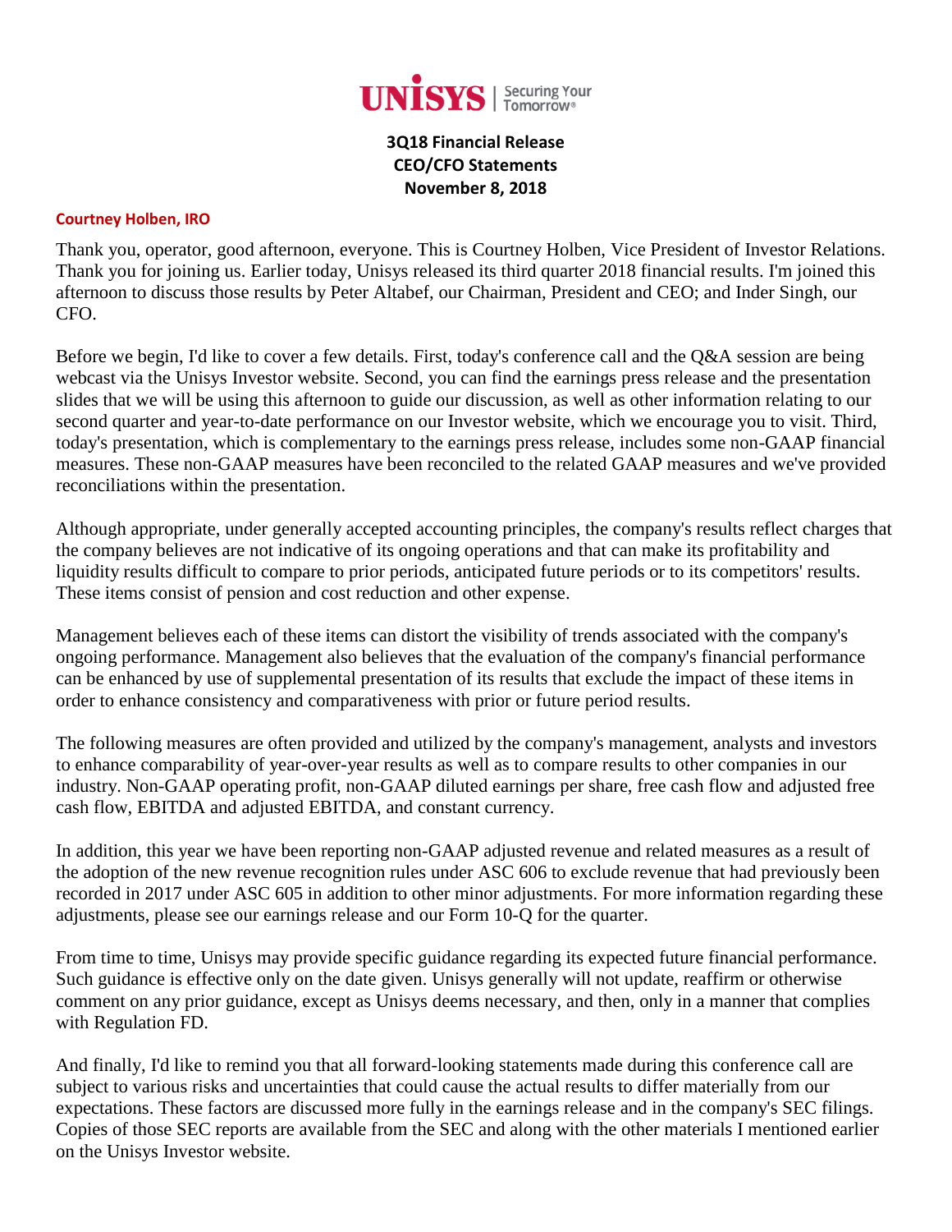UNISYS | Securing Your Tomorrow®

**3Q18 Financial Release**
**CEO/CFO Statements**
**November 8, 2018**

**Courtney Holben, IRO**

Thank you, operator, good afternoon, everyone. This is Courtney Holben, Vice President of Investor Relations. Thank you for joining us. Earlier today, Unisys released its third quarter 2018 financial results. I'm joined this afternoon to discuss those results by Peter Altabef, our Chairman, President and CEO; and Inder Singh, our CFO.

Before we begin, I'd like to cover a few details. First, today's conference call and the Q&A session are being webcast via the Unisys Investor website. Second, you can find the earnings press release and the presentation slides that we will be using this afternoon to guide our discussion, as well as other information relating to our second quarter and year-to-date performance on our Investor website, which we encourage you to visit. Third, today's presentation, which is complementary to the earnings press release, includes some non-GAAP financial measures. These non-GAAP measures have been reconciled to the related GAAP measures and we've provided reconciliations within the presentation.

Although appropriate, under generally accepted accounting principles, the company's results reflect charges that the company believes are not indicative of its ongoing operations and that can make its profitability and liquidity results difficult to compare to prior periods, anticipated future periods or to its competitors' results. These items consist of pension and cost reduction and other expense.

Management believes each of these items can distort the visibility of trends associated with the company's ongoing performance. Management also believes that the evaluation of the company's financial performance can be enhanced by use of supplemental presentation of its results that exclude the impact of these items in order to enhance consistency and comparativeness with prior or future period results.

The following measures are often provided and utilized by the company's management, analysts and investors to enhance comparability of year-over-year results as well as to compare results to other companies in our industry. Non-GAAP operating profit, non-GAAP diluted earnings per share, free cash flow and adjusted free cash flow, EBITDA and adjusted EBITDA, and constant currency.

In addition, this year we have been reporting non-GAAP adjusted revenue and related measures as a result of the adoption of the new revenue recognition rules under ASC 606 to exclude revenue that had previously been recorded in 2017 under ASC 605 in addition to other minor adjustments. For more information regarding these adjustments, please see our earnings release and our Form 10-Q for the quarter.

From time to time, Unisys may provide specific guidance regarding its expected future financial performance. Such guidance is effective only on the date given. Unisys generally will not update, reaffirm or otherwise comment on any prior guidance, except as Unisys deems necessary, and then, only in a manner that complies with Regulation FD.

And finally, I'd like to remind you that all forward-looking statements made during this conference call are subject to various risks and uncertainties that could cause the actual results to differ materially from our expectations. These factors are discussed more fully in the earnings release and in the company's SEC filings. Copies of those SEC reports are available from the SEC and along with the other materials I mentioned earlier on the Unisys Investor website.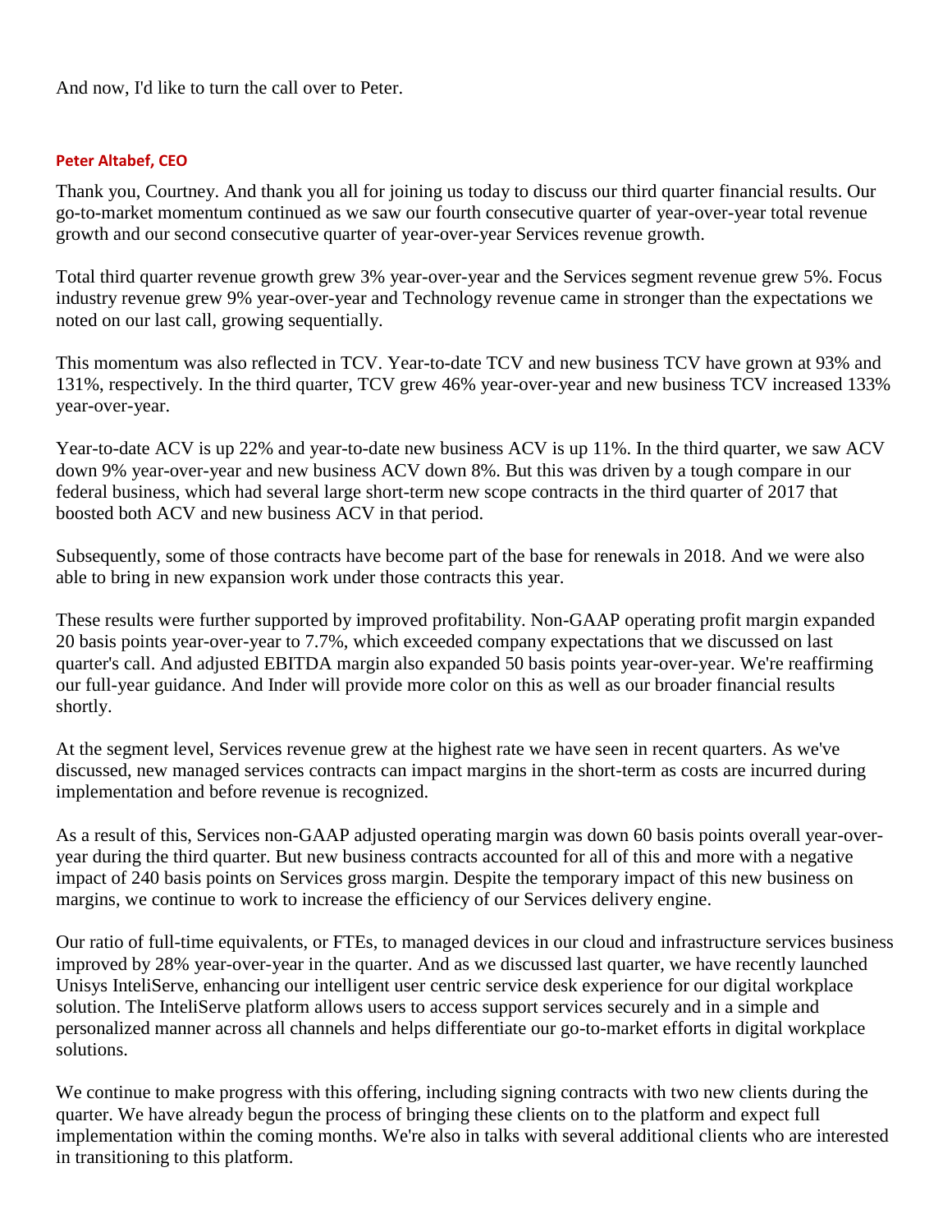And now, I'd like to turn the call over to Peter.

**Peter Altabef, CEO**

Thank you, Courtney. And thank you all for joining us today to discuss our third quarter financial results. Our go-to-market momentum continued as we saw our fourth consecutive quarter of year-over-year total revenue growth and our second consecutive quarter of year-over-year Services revenue growth.

Total third quarter revenue growth grew 3% year-over-year and the Services segment revenue grew 5%. Focus industry revenue grew 9% year-over-year and Technology revenue came in stronger than the expectations we noted on our last call, growing sequentially.

This momentum was also reflected in TCV. Year-to-date TCV and new business TCV have grown at 93% and 131%, respectively. In the third quarter, TCV grew 46% year-over-year and new business TCV increased 133% year-over-year.

Year-to-date ACV is up 22% and year-to-date new business ACV is up 11%. In the third quarter, we saw ACV down 9% year-over-year and new business ACV down 8%. But this was driven by a tough compare in our federal business, which had several large short-term new scope contracts in the third quarter of 2017 that boosted both ACV and new business ACV in that period.

Subsequently, some of those contracts have become part of the base for renewals in 2018. And we were also able to bring in new expansion work under those contracts this year.

These results were further supported by improved profitability. Non-GAAP operating profit margin expanded 20 basis points year-over-year to 7.7%, which exceeded company expectations that we discussed on last quarter's call. And adjusted EBITDA margin also expanded 50 basis points year-over-year. We're reaffirming our full-year guidance. And Inder will provide more color on this as well as our broader financial results shortly.

At the segment level, Services revenue grew at the highest rate we have seen in recent quarters. As we've discussed, new managed services contracts can impact margins in the short-term as costs are incurred during implementation and before revenue is recognized.

As a result of this, Services non-GAAP adjusted operating margin was down 60 basis points overall year-over-year during the third quarter. But new business contracts accounted for all of this and more with a negative impact of 240 basis points on Services gross margin. Despite the temporary impact of this new business on margins, we continue to work to increase the efficiency of our Services delivery engine.

Our ratio of full-time equivalents, or FTEs, to managed devices in our cloud and infrastructure services business improved by 28% year-over-year in the quarter. And as we discussed last quarter, we have recently launched Unisys InteliServe, enhancing our intelligent user centric service desk experience for our digital workplace solution. The InteliServe platform allows users to access support services securely and in a simple and personalized manner across all channels and helps differentiate our go-to-market efforts in digital workplace solutions.

We continue to make progress with this offering, including signing contracts with two new clients during the quarter. We have already begun the process of bringing these clients on to the platform and expect full implementation within the coming months. We're also in talks with several additional clients who are interested in transitioning to this platform.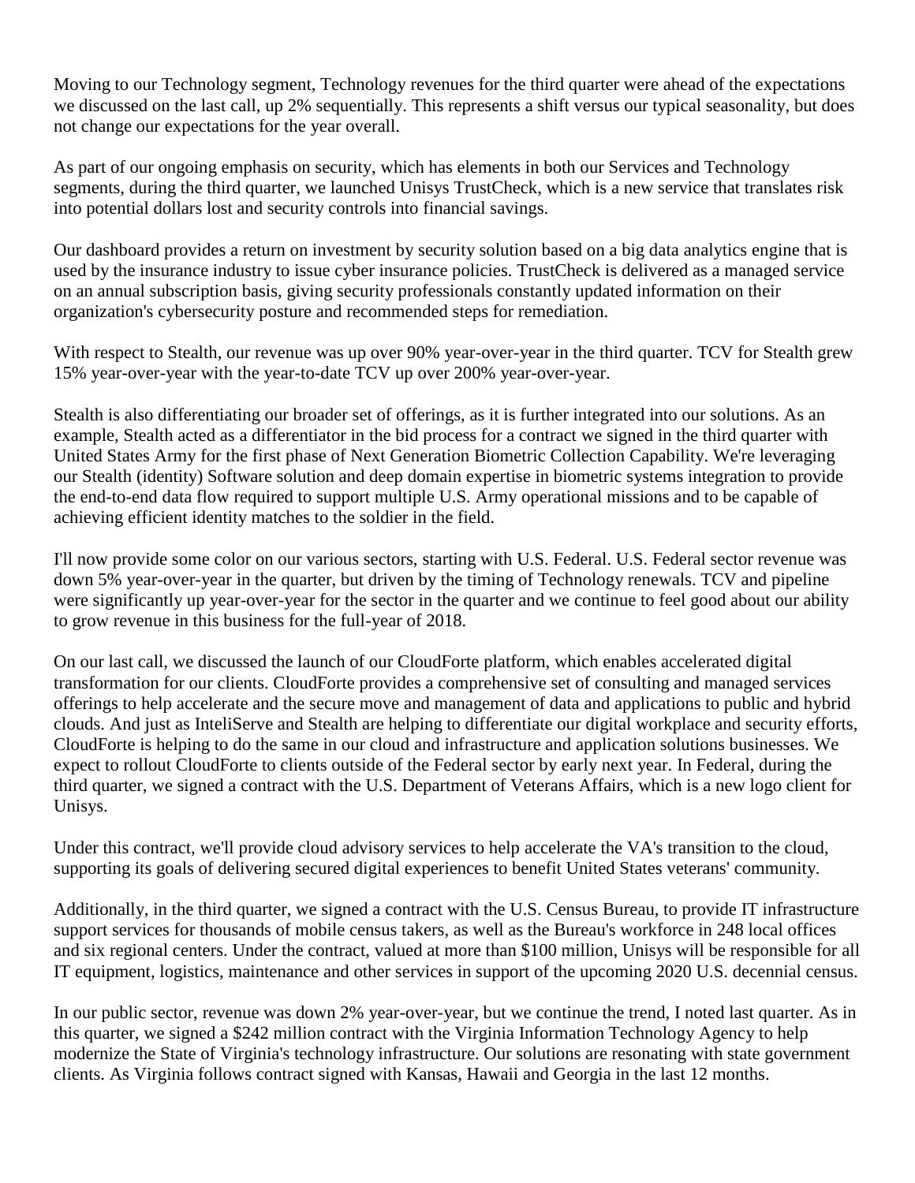Moving to our Technology segment, Technology revenues for the third quarter were ahead of the expectations we discussed on the last call, up 2% sequentially. This represents a shift versus our typical seasonality, but does not change our expectations for the year overall.

As part of our ongoing emphasis on security, which has elements in both our Services and Technology segments, during the third quarter, we launched Unisys TrustCheck, which is a new service that translates risk into potential dollars lost and security controls into financial savings.

Our dashboard provides a return on investment by security solution based on a big data analytics engine that is used by the insurance industry to issue cyber insurance policies. TrustCheck is delivered as a managed service on an annual subscription basis, giving security professionals constantly updated information on their organization's cybersecurity posture and recommended steps for remediation.

With respect to Stealth, our revenue was up over 90% year-over-year in the third quarter. TCV for Stealth grew 15% year-over-year with the year-to-date TCV up over 200% year-over-year.

Stealth is also differentiating our broader set of offerings, as it is further integrated into our solutions. As an example, Stealth acted as a differentiator in the bid process for a contract we signed in the third quarter with United States Army for the first phase of Next Generation Biometric Collection Capability. We're leveraging our Stealth (identity) Software solution and deep domain expertise in biometric systems integration to provide the end-to-end data flow required to support multiple U.S. Army operational missions and to be capable of achieving efficient identity matches to the soldier in the field.

I'll now provide some color on our various sectors, starting with U.S. Federal. U.S. Federal sector revenue was down 5% year-over-year in the quarter, but driven by the timing of Technology renewals. TCV and pipeline were significantly up year-over-year for the sector in the quarter and we continue to feel good about our ability to grow revenue in this business for the full-year of 2018.

On our last call, we discussed the launch of our CloudForte platform, which enables accelerated digital transformation for our clients. CloudForte provides a comprehensive set of consulting and managed services offerings to help accelerate and the secure move and management of data and applications to public and hybrid clouds. And just as InteliServe and Stealth are helping to differentiate our digital workplace and security efforts, CloudForte is helping to do the same in our cloud and infrastructure and application solutions businesses. We expect to rollout CloudForte to clients outside of the Federal sector by early next year. In Federal, during the third quarter, we signed a contract with the U.S. Department of Veterans Affairs, which is a new logo client for Unisys.

Under this contract, we'll provide cloud advisory services to help accelerate the VA's transition to the cloud, supporting its goals of delivering secured digital experiences to benefit United States veterans' community.

Additionally, in the third quarter, we signed a contract with the U.S. Census Bureau, to provide IT infrastructure support services for thousands of mobile census takers, as well as the Bureau's workforce in 248 local offices and six regional centers. Under the contract, valued at more than $100 million, Unisys will be responsible for all IT equipment, logistics, maintenance and other services in support of the upcoming 2020 U.S. decennial census.

In our public sector, revenue was down 2% year-over-year, but we continue the trend, I noted last quarter. As in this quarter, we signed a $242 million contract with the Virginia Information Technology Agency to help modernize the State of Virginia's technology infrastructure. Our solutions are resonating with state government clients. As Virginia follows contract signed with Kansas, Hawaii and Georgia in the last 12 months.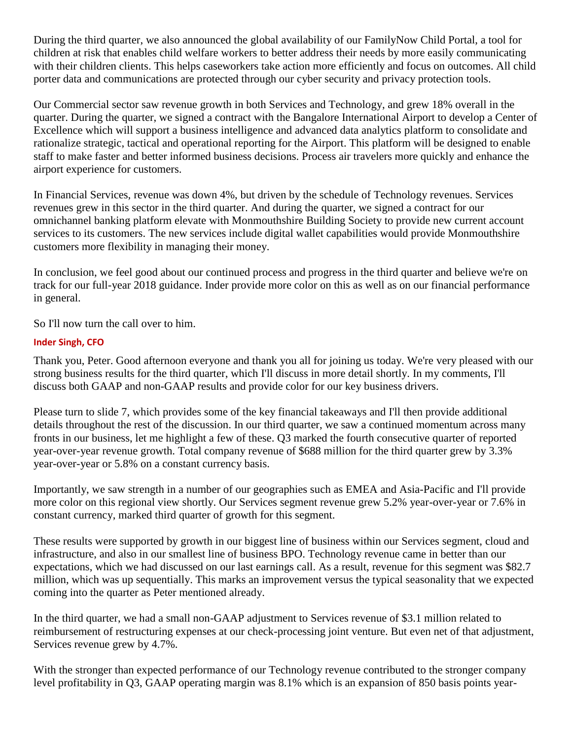During the third quarter, we also announced the global availability of our FamilyNow Child Portal, a tool for children at risk that enables child welfare workers to better address their needs by more easily communicating with their children clients. This helps caseworkers take action more efficiently and focus on outcomes. All child porter data and communications are protected through our cyber security and privacy protection tools.

Our Commercial sector saw revenue growth in both Services and Technology, and grew 18% overall in the quarter. During the quarter, we signed a contract with the Bangalore International Airport to develop a Center of Excellence which will support a business intelligence and advanced data analytics platform to consolidate and rationalize strategic, tactical and operational reporting for the Airport. This platform will be designed to enable staff to make faster and better informed business decisions. Process air travelers more quickly and enhance the airport experience for customers.

In Financial Services, revenue was down 4%, but driven by the schedule of Technology revenues. Services revenues grew in this sector in the third quarter. And during the quarter, we signed a contract for our omnichannel banking platform elevate with Monmouthshire Building Society to provide new current account services to its customers. The new services include digital wallet capabilities would provide Monmouthshire customers more flexibility in managing their money.

In conclusion, we feel good about our continued process and progress in the third quarter and believe we're on track for our full-year 2018 guidance. Inder provide more color on this as well as on our financial performance in general.

So I'll now turn the call over to him.

**Inder Singh, CFO**

Thank you, Peter. Good afternoon everyone and thank you all for joining us today. We're very pleased with our strong business results for the third quarter, which I'll discuss in more detail shortly. In my comments, I'll discuss both GAAP and non-GAAP results and provide color for our key business drivers.

Please turn to slide 7, which provides some of the key financial takeaways and I'll then provide additional details throughout the rest of the discussion. In our third quarter, we saw a continued momentum across many fronts in our business, let me highlight a few of these. Q3 marked the fourth consecutive quarter of reported year-over-year revenue growth. Total company revenue of $688 million for the third quarter grew by 3.3% year-over-year or 5.8% on a constant currency basis.

Importantly, we saw strength in a number of our geographies such as EMEA and Asia-Pacific and I'll provide more color on this regional view shortly. Our Services segment revenue grew 5.2% year-over-year or 7.6% in constant currency, marked third quarter of growth for this segment.

These results were supported by growth in our biggest line of business within our Services segment, cloud and infrastructure, and also in our smallest line of business BPO. Technology revenue came in better than our expectations, which we had discussed on our last earnings call. As a result, revenue for this segment was $82.7 million, which was up sequentially. This marks an improvement versus the typical seasonality that we expected coming into the quarter as Peter mentioned already.

In the third quarter, we had a small non-GAAP adjustment to Services revenue of $3.1 million related to reimbursement of restructuring expenses at our check-processing joint venture. But even net of that adjustment, Services revenue grew by 4.7%.

With the stronger than expected performance of our Technology revenue contributed to the stronger company level profitability in Q3, GAAP operating margin was 8.1% which is an expansion of 850 basis points year-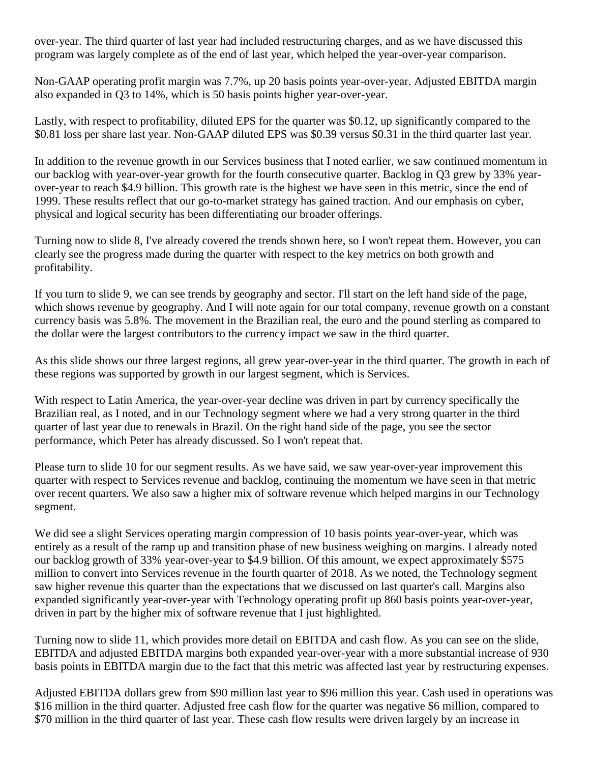over-year. The third quarter of last year had included restructuring charges, and as we have discussed this program was largely complete as of the end of last year, which helped the year-over-year comparison.

Non-GAAP operating profit margin was 7.7%, up 20 basis points year-over-year. Adjusted EBITDA margin also expanded in Q3 to 14%, which is 50 basis points higher year-over-year.

Lastly, with respect to profitability, diluted EPS for the quarter was $0.12, up significantly compared to the $0.81 loss per share last year. Non-GAAP diluted EPS was $0.39 versus $0.31 in the third quarter last year.

In addition to the revenue growth in our Services business that I noted earlier, we saw continued momentum in our backlog with year-over-year growth for the fourth consecutive quarter. Backlog in Q3 grew by 33% year-over-year to reach $4.9 billion. This growth rate is the highest we have seen in this metric, since the end of 1999. These results reflect that our go-to-market strategy has gained traction. And our emphasis on cyber, physical and logical security has been differentiating our broader offerings.

Turning now to slide 8, I've already covered the trends shown here, so I won't repeat them. However, you can clearly see the progress made during the quarter with respect to the key metrics on both growth and profitability.

If you turn to slide 9, we can see trends by geography and sector. I'll start on the left hand side of the page, which shows revenue by geography. And I will note again for our total company, revenue growth on a constant currency basis was 5.8%. The movement in the Brazilian real, the euro and the pound sterling as compared to the dollar were the largest contributors to the currency impact we saw in the third quarter.

As this slide shows our three largest regions, all grew year-over-year in the third quarter. The growth in each of these regions was supported by growth in our largest segment, which is Services.

With respect to Latin America, the year-over-year decline was driven in part by currency specifically the Brazilian real, as I noted, and in our Technology segment where we had a very strong quarter in the third quarter of last year due to renewals in Brazil. On the right hand side of the page, you see the sector performance, which Peter has already discussed. So I won't repeat that.

Please turn to slide 10 for our segment results. As we have said, we saw year-over-year improvement this quarter with respect to Services revenue and backlog, continuing the momentum we have seen in that metric over recent quarters. We also saw a higher mix of software revenue which helped margins in our Technology segment.

We did see a slight Services operating margin compression of 10 basis points year-over-year, which was entirely as a result of the ramp up and transition phase of new business weighing on margins. I already noted our backlog growth of 33% year-over-year to $4.9 billion. Of this amount, we expect approximately $575 million to convert into Services revenue in the fourth quarter of 2018. As we noted, the Technology segment saw higher revenue this quarter than the expectations that we discussed on last quarter's call. Margins also expanded significantly year-over-year with Technology operating profit up 860 basis points year-over-year, driven in part by the higher mix of software revenue that I just highlighted.

Turning now to slide 11, which provides more detail on EBITDA and cash flow. As you can see on the slide, EBITDA and adjusted EBITDA margins both expanded year-over-year with a more substantial increase of 930 basis points in EBITDA margin due to the fact that this metric was affected last year by restructuring expenses.

Adjusted EBITDA dollars grew from $90 million last year to $96 million this year. Cash used in operations was $16 million in the third quarter. Adjusted free cash flow for the quarter was negative $6 million, compared to $70 million in the third quarter of last year. These cash flow results were driven largely by an increase in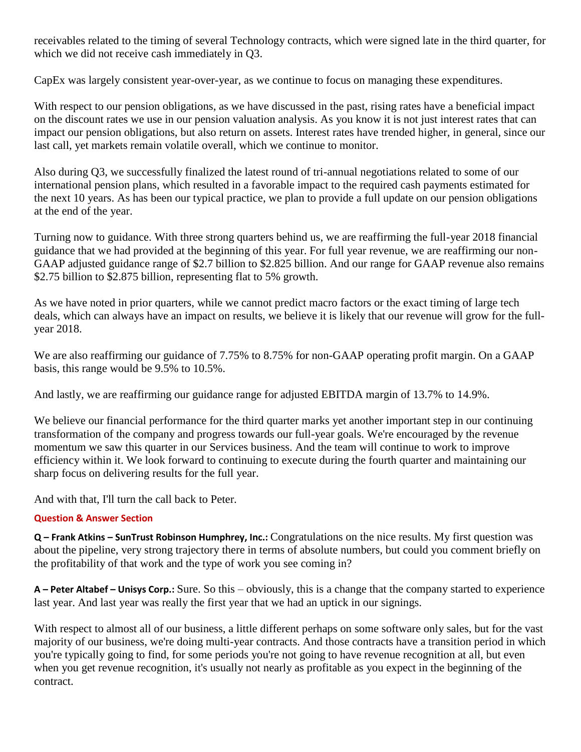receivables related to the timing of several Technology contracts, which were signed late in the third quarter, for which we did not receive cash immediately in Q3.

CapEx was largely consistent year-over-year, as we continue to focus on managing these expenditures.

With respect to our pension obligations, as we have discussed in the past, rising rates have a beneficial impact on the discount rates we use in our pension valuation analysis. As you know it is not just interest rates that can impact our pension obligations, but also return on assets. Interest rates have trended higher, in general, since our last call, yet markets remain volatile overall, which we continue to monitor.

Also during Q3, we successfully finalized the latest round of tri-annual negotiations related to some of our international pension plans, which resulted in a favorable impact to the required cash payments estimated for the next 10 years. As has been our typical practice, we plan to provide a full update on our pension obligations at the end of the year.

Turning now to guidance. With three strong quarters behind us, we are reaffirming the full-year 2018 financial guidance that we had provided at the beginning of this year. For full year revenue, we are reaffirming our non-GAAP adjusted guidance range of $2.7 billion to $2.825 billion. And our range for GAAP revenue also remains $2.75 billion to $2.875 billion, representing flat to 5% growth.

As we have noted in prior quarters, while we cannot predict macro factors or the exact timing of large tech deals, which can always have an impact on results, we believe it is likely that our revenue will grow for the full-year 2018.

We are also reaffirming our guidance of 7.75% to 8.75% for non-GAAP operating profit margin. On a GAAP basis, this range would be 9.5% to 10.5%.

And lastly, we are reaffirming our guidance range for adjusted EBITDA margin of 13.7% to 14.9%.

We believe our financial performance for the third quarter marks yet another important step in our continuing transformation of the company and progress towards our full-year goals. We're encouraged by the revenue momentum we saw this quarter in our Services business. And the team will continue to work to improve efficiency within it. We look forward to continuing to execute during the fourth quarter and maintaining our sharp focus on delivering results for the full year.

And with that, I'll turn the call back to Peter.

## Question & Answer Section

**Q – Frank Atkins – SunTrust Robinson Humphrey, Inc.:** Congratulations on the nice results. My first question was about the pipeline, very strong trajectory there in terms of absolute numbers, but could you comment briefly on the profitability of that work and the type of work you see coming in?

**A – Peter Altabef – Unisys Corp.:** Sure. So this – obviously, this is a change that the company started to experience last year. And last year was really the first year that we had an uptick in our signings.

With respect to almost all of our business, a little different perhaps on some software only sales, but for the vast majority of our business, we're doing multi-year contracts. And those contracts have a transition period in which you're typically going to find, for some periods you're not going to have revenue recognition at all, but even when you get revenue recognition, it's usually not nearly as profitable as you expect in the beginning of the contract.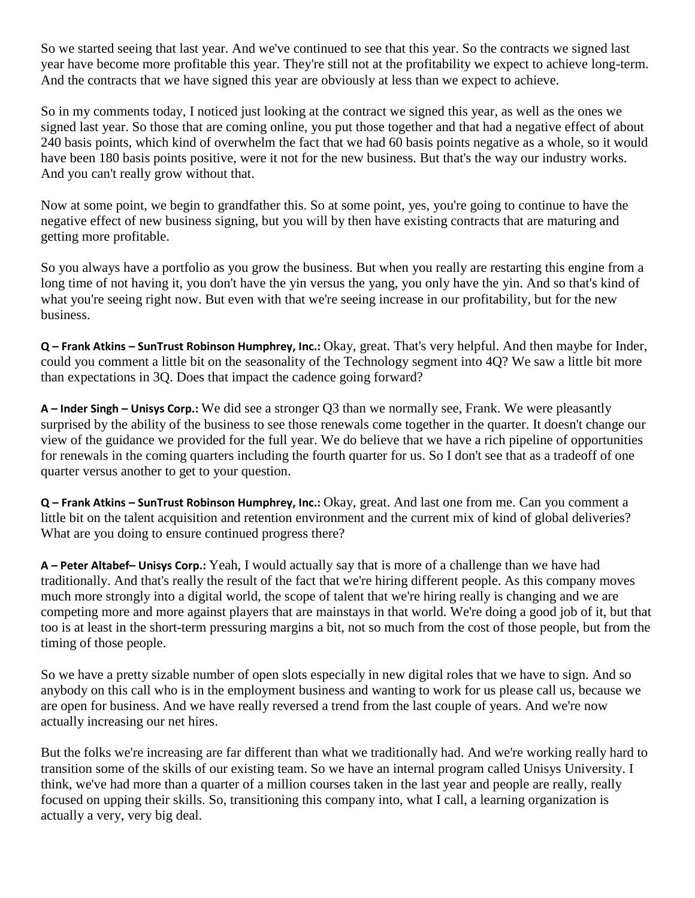So we started seeing that last year. And we've continued to see that this year. So the contracts we signed last year have become more profitable this year. They're still not at the profitability we expect to achieve long-term. And the contracts that we have signed this year are obviously at less than we expect to achieve.

So in my comments today, I noticed just looking at the contract we signed this year, as well as the ones we signed last year. So those that are coming online, you put those together and that had a negative effect of about 240 basis points, which kind of overwhelm the fact that we had 60 basis points negative as a whole, so it would have been 180 basis points positive, were it not for the new business. But that's the way our industry works. And you can't really grow without that.

Now at some point, we begin to grandfather this. So at some point, yes, you're going to continue to have the negative effect of new business signing, but you will by then have existing contracts that are maturing and getting more profitable.

So you always have a portfolio as you grow the business. But when you really are restarting this engine from a long time of not having it, you don't have the yin versus the yang, you only have the yin. And so that's kind of what you're seeing right now. But even with that we're seeing increase in our profitability, but for the new business.

**Q – Frank Atkins – SunTrust Robinson Humphrey, Inc.:** Okay, great. That's very helpful. And then maybe for Inder, could you comment a little bit on the seasonality of the Technology segment into 4Q? We saw a little bit more than expectations in 3Q. Does that impact the cadence going forward?

**A – Inder Singh – Unisys Corp.:** We did see a stronger Q3 than we normally see, Frank. We were pleasantly surprised by the ability of the business to see those renewals come together in the quarter. It doesn't change our view of the guidance we provided for the full year. We do believe that we have a rich pipeline of opportunities for renewals in the coming quarters including the fourth quarter for us. So I don't see that as a tradeoff of one quarter versus another to get to your question.

**Q – Frank Atkins – SunTrust Robinson Humphrey, Inc.:** Okay, great. And last one from me. Can you comment a little bit on the talent acquisition and retention environment and the current mix of kind of global deliveries? What are you doing to ensure continued progress there?

**A – Peter Altabef– Unisys Corp.:** Yeah, I would actually say that is more of a challenge than we have had traditionally. And that's really the result of the fact that we're hiring different people. As this company moves much more strongly into a digital world, the scope of talent that we're hiring really is changing and we are competing more and more against players that are mainstays in that world. We're doing a good job of it, but that too is at least in the short-term pressuring margins a bit, not so much from the cost of those people, but from the timing of those people.

So we have a pretty sizable number of open slots especially in new digital roles that we have to sign. And so anybody on this call who is in the employment business and wanting to work for us please call us, because we are open for business. And we have really reversed a trend from the last couple of years. And we're now actually increasing our net hires.

But the folks we're increasing are far different than what we traditionally had. And we're working really hard to transition some of the skills of our existing team. So we have an internal program called Unisys University. I think, we've had more than a quarter of a million courses taken in the last year and people are really, really focused on upping their skills. So, transitioning this company into, what I call, a learning organization is actually a very, very big deal.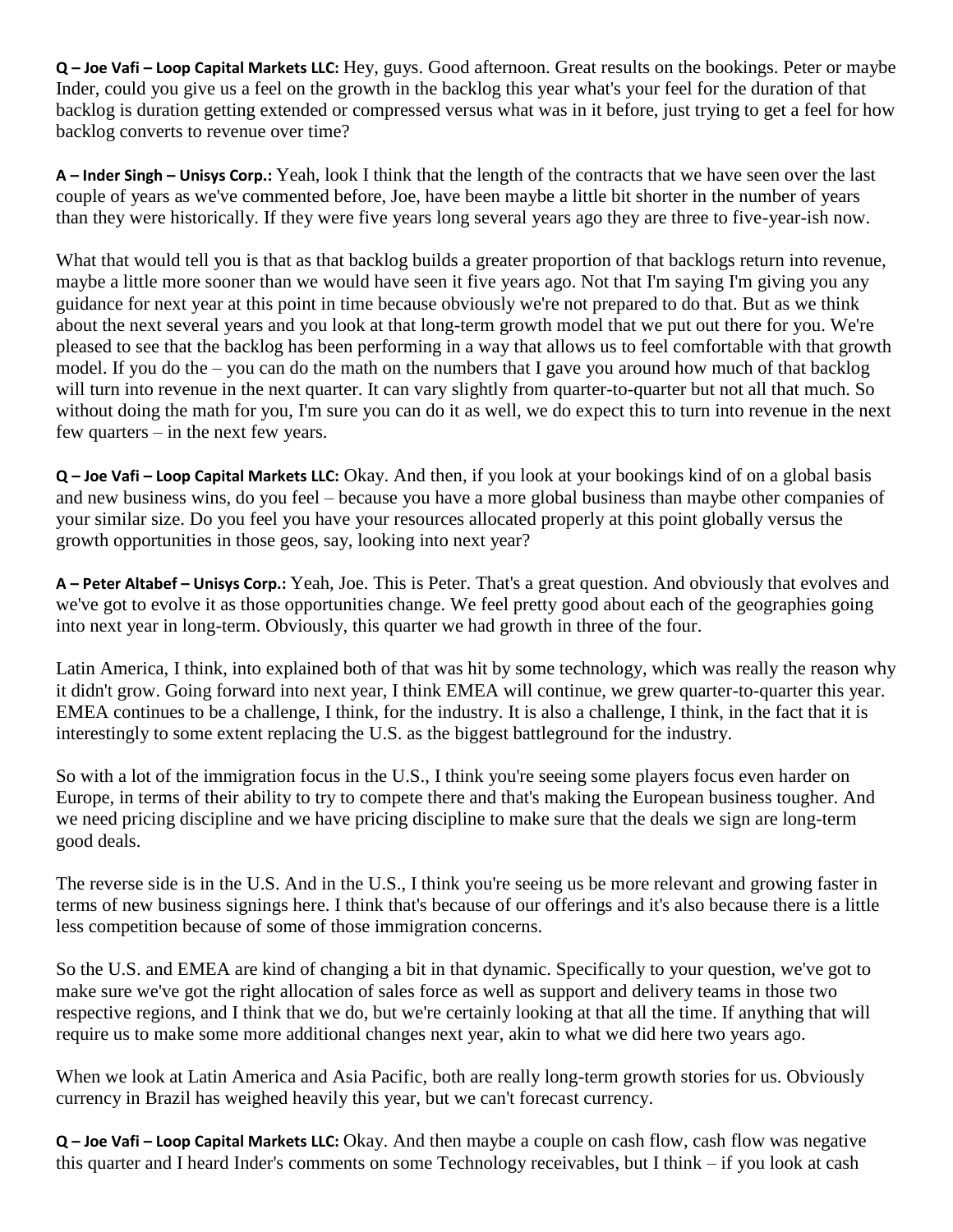**Q – Joe Vafi – Loop Capital Markets LLC:** Hey, guys. Good afternoon. Great results on the bookings. Peter or maybe Inder, could you give us a feel on the growth in the backlog this year what's your feel for the duration of that backlog is duration getting extended or compressed versus what was in it before, just trying to get a feel for how backlog converts to revenue over time?

**A – Inder Singh – Unisys Corp.:** Yeah, look I think that the length of the contracts that we have seen over the last couple of years as we've commented before, Joe, have been maybe a little bit shorter in the number of years than they were historically. If they were five years long several years ago they are three to five-year-ish now.

What that would tell you is that as that backlog builds a greater proportion of that backlogs return into revenue, maybe a little more sooner than we would have seen it five years ago. Not that I'm saying I'm giving you any guidance for next year at this point in time because obviously we're not prepared to do that. But as we think about the next several years and you look at that long-term growth model that we put out there for you. We're pleased to see that the backlog has been performing in a way that allows us to feel comfortable with that growth model. If you do the – you can do the math on the numbers that I gave you around how much of that backlog will turn into revenue in the next quarter. It can vary slightly from quarter-to-quarter but not all that much. So without doing the math for you, I'm sure you can do it as well, we do expect this to turn into revenue in the next few quarters – in the next few years.

**Q – Joe Vafi – Loop Capital Markets LLC:** Okay. And then, if you look at your bookings kind of on a global basis and new business wins, do you feel – because you have a more global business than maybe other companies of your similar size. Do you feel you have your resources allocated properly at this point globally versus the growth opportunities in those geos, say, looking into next year?

**A – Peter Altabef – Unisys Corp.:** Yeah, Joe. This is Peter. That's a great question. And obviously that evolves and we've got to evolve it as those opportunities change. We feel pretty good about each of the geographies going into next year in long-term. Obviously, this quarter we had growth in three of the four.

Latin America, I think, into explained both of that was hit by some technology, which was really the reason why it didn't grow. Going forward into next year, I think EMEA will continue, we grew quarter-to-quarter this year. EMEA continues to be a challenge, I think, for the industry. It is also a challenge, I think, in the fact that it is interestingly to some extent replacing the U.S. as the biggest battleground for the industry.

So with a lot of the immigration focus in the U.S., I think you're seeing some players focus even harder on Europe, in terms of their ability to try to compete there and that's making the European business tougher. And we need pricing discipline and we have pricing discipline to make sure that the deals we sign are long-term good deals.

The reverse side is in the U.S. And in the U.S., I think you're seeing us be more relevant and growing faster in terms of new business signings here. I think that's because of our offerings and it's also because there is a little less competition because of some of those immigration concerns.

So the U.S. and EMEA are kind of changing a bit in that dynamic. Specifically to your question, we've got to make sure we've got the right allocation of sales force as well as support and delivery teams in those two respective regions, and I think that we do, but we're certainly looking at that all the time. If anything that will require us to make some more additional changes next year, akin to what we did here two years ago.

When we look at Latin America and Asia Pacific, both are really long-term growth stories for us. Obviously currency in Brazil has weighed heavily this year, but we can't forecast currency.

**Q – Joe Vafi – Loop Capital Markets LLC:** Okay. And then maybe a couple on cash flow, cash flow was negative this quarter and I heard Inder's comments on some Technology receivables, but I think – if you look at cash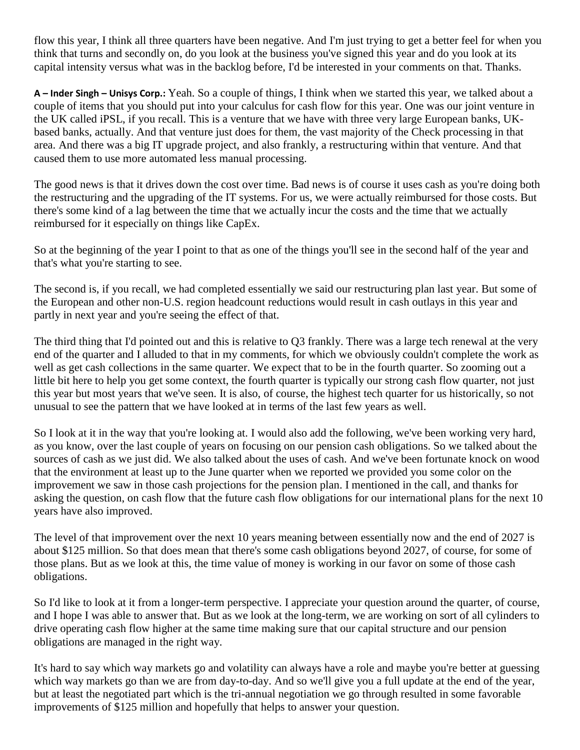flow this year, I think all three quarters have been negative. And I'm just trying to get a better feel for when you think that turns and secondly on, do you look at the business you've signed this year and do you look at its capital intensity versus what was in the backlog before, I'd be interested in your comments on that. Thanks.

**A – Inder Singh – Unisys Corp.:** Yeah. So a couple of things, I think when we started this year, we talked about a couple of items that you should put into your calculus for cash flow for this year. One was our joint venture in the UK called iPSL, if you recall. This is a venture that we have with three very large European banks, UK-based banks, actually. And that venture just does for them, the vast majority of the Check processing in that area. And there was a big IT upgrade project, and also frankly, a restructuring within that venture. And that caused them to use more automated less manual processing.

The good news is that it drives down the cost over time. Bad news is of course it uses cash as you're doing both the restructuring and the upgrading of the IT systems. For us, we were actually reimbursed for those costs. But there's some kind of a lag between the time that we actually incur the costs and the time that we actually reimbursed for it especially on things like CapEx.

So at the beginning of the year I point to that as one of the things you'll see in the second half of the year and that's what you're starting to see.

The second is, if you recall, we had completed essentially we said our restructuring plan last year. But some of the European and other non-U.S. region headcount reductions would result in cash outlays in this year and partly in next year and you're seeing the effect of that.

The third thing that I'd pointed out and this is relative to Q3 frankly. There was a large tech renewal at the very end of the quarter and I alluded to that in my comments, for which we obviously couldn't complete the work as well as get cash collections in the same quarter. We expect that to be in the fourth quarter. So zooming out a little bit here to help you get some context, the fourth quarter is typically our strong cash flow quarter, not just this year but most years that we've seen. It is also, of course, the highest tech quarter for us historically, so not unusual to see the pattern that we have looked at in terms of the last few years as well.

So I look at it in the way that you're looking at. I would also add the following, we've been working very hard, as you know, over the last couple of years on focusing on our pension cash obligations. So we talked about the sources of cash as we just did. We also talked about the uses of cash. And we've been fortunate knock on wood that the environment at least up to the June quarter when we reported we provided you some color on the improvement we saw in those cash projections for the pension plan. I mentioned in the call, and thanks for asking the question, on cash flow that the future cash flow obligations for our international plans for the next 10 years have also improved.

The level of that improvement over the next 10 years meaning between essentially now and the end of 2027 is about $125 million. So that does mean that there's some cash obligations beyond 2027, of course, for some of those plans. But as we look at this, the time value of money is working in our favor on some of those cash obligations.

So I'd like to look at it from a longer-term perspective. I appreciate your question around the quarter, of course, and I hope I was able to answer that. But as we look at the long-term, we are working on sort of all cylinders to drive operating cash flow higher at the same time making sure that our capital structure and our pension obligations are managed in the right way.

It's hard to say which way markets go and volatility can always have a role and maybe you're better at guessing which way markets go than we are from day-to-day. And so we'll give you a full update at the end of the year, but at least the negotiated part which is the tri-annual negotiation we go through resulted in some favorable improvements of $125 million and hopefully that helps to answer your question.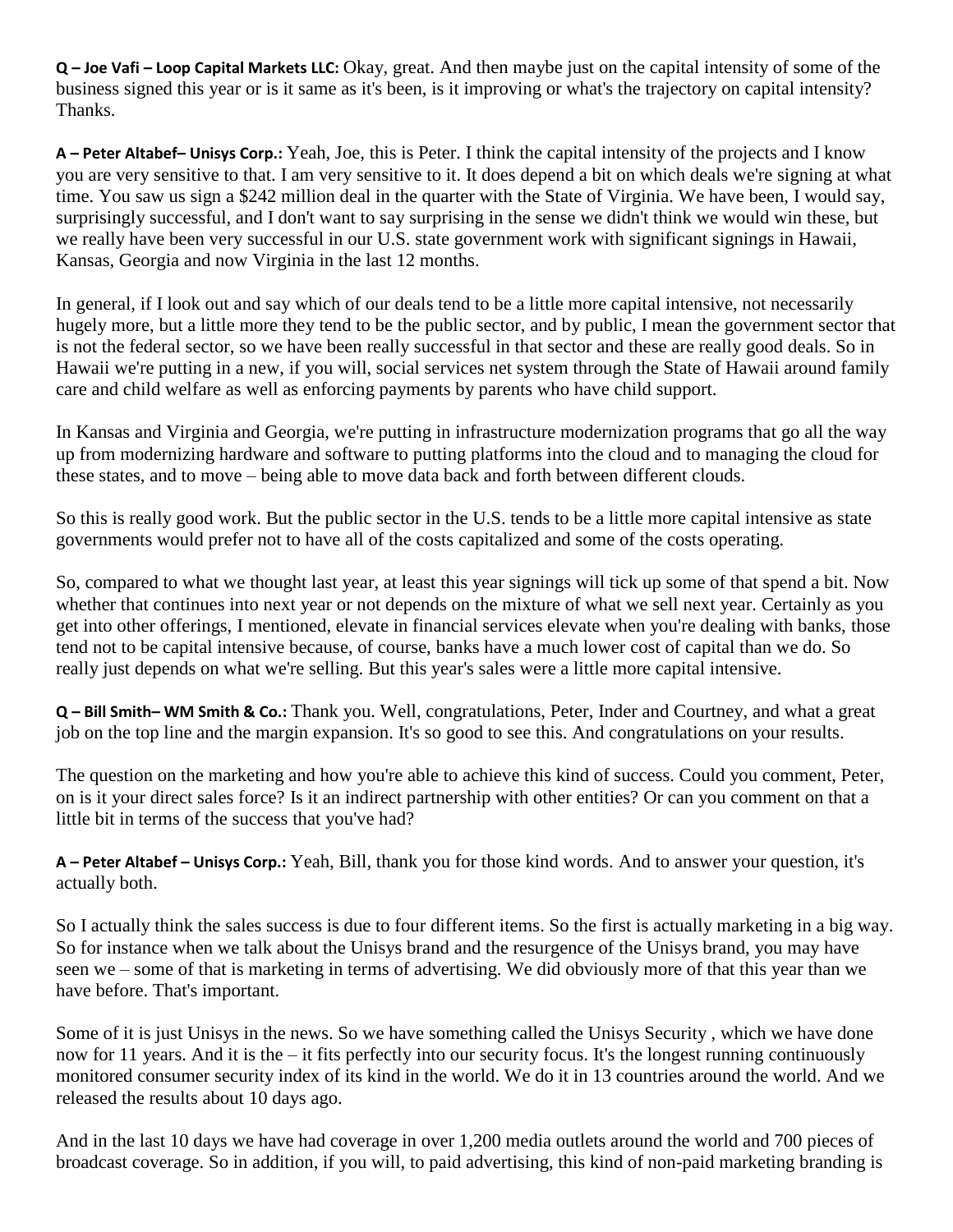**Q – Joe Vafi – Loop Capital Markets LLC:** Okay, great. And then maybe just on the capital intensity of some of the business signed this year or is it same as it's been, is it improving or what's the trajectory on capital intensity? Thanks.

**A – Peter Altabef– Unisys Corp.:** Yeah, Joe, this is Peter. I think the capital intensity of the projects and I know you are very sensitive to that. I am very sensitive to it. It does depend a bit on which deals we're signing at what time. You saw us sign a $242 million deal in the quarter with the State of Virginia. We have been, I would say, surprisingly successful, and I don't want to say surprising in the sense we didn't think we would win these, but we really have been very successful in our U.S. state government work with significant signings in Hawaii, Kansas, Georgia and now Virginia in the last 12 months.

In general, if I look out and say which of our deals tend to be a little more capital intensive, not necessarily hugely more, but a little more they tend to be the public sector, and by public, I mean the government sector that is not the federal sector, so we have been really successful in that sector and these are really good deals. So in Hawaii we're putting in a new, if you will, social services net system through the State of Hawaii around family care and child welfare as well as enforcing payments by parents who have child support.

In Kansas and Virginia and Georgia, we're putting in infrastructure modernization programs that go all the way up from modernizing hardware and software to putting platforms into the cloud and to managing the cloud for these states, and to move – being able to move data back and forth between different clouds.

So this is really good work. But the public sector in the U.S. tends to be a little more capital intensive as state governments would prefer not to have all of the costs capitalized and some of the costs operating.

So, compared to what we thought last year, at least this year signings will tick up some of that spend a bit. Now whether that continues into next year or not depends on the mixture of what we sell next year. Certainly as you get into other offerings, I mentioned, elevate in financial services elevate when you're dealing with banks, those tend not to be capital intensive because, of course, banks have a much lower cost of capital than we do. So really just depends on what we're selling. But this year's sales were a little more capital intensive.

**Q – Bill Smith– WM Smith & Co.:** Thank you. Well, congratulations, Peter, Inder and Courtney, and what a great job on the top line and the margin expansion. It's so good to see this. And congratulations on your results.

The question on the marketing and how you're able to achieve this kind of success. Could you comment, Peter, on is it your direct sales force? Is it an indirect partnership with other entities? Or can you comment on that a little bit in terms of the success that you've had?

**A – Peter Altabef – Unisys Corp.:** Yeah, Bill, thank you for those kind words. And to answer your question, it's actually both.

So I actually think the sales success is due to four different items. So the first is actually marketing in a big way. So for instance when we talk about the Unisys brand and the resurgence of the Unisys brand, you may have seen we – some of that is marketing in terms of advertising. We did obviously more of that this year than we have before. That's important.

Some of it is just Unisys in the news. So we have something called the Unisys Security , which we have done now for 11 years. And it is the – it fits perfectly into our security focus. It's the longest running continuously monitored consumer security index of its kind in the world. We do it in 13 countries around the world. And we released the results about 10 days ago.

And in the last 10 days we have had coverage in over 1,200 media outlets around the world and 700 pieces of broadcast coverage. So in addition, if you will, to paid advertising, this kind of non-paid marketing branding is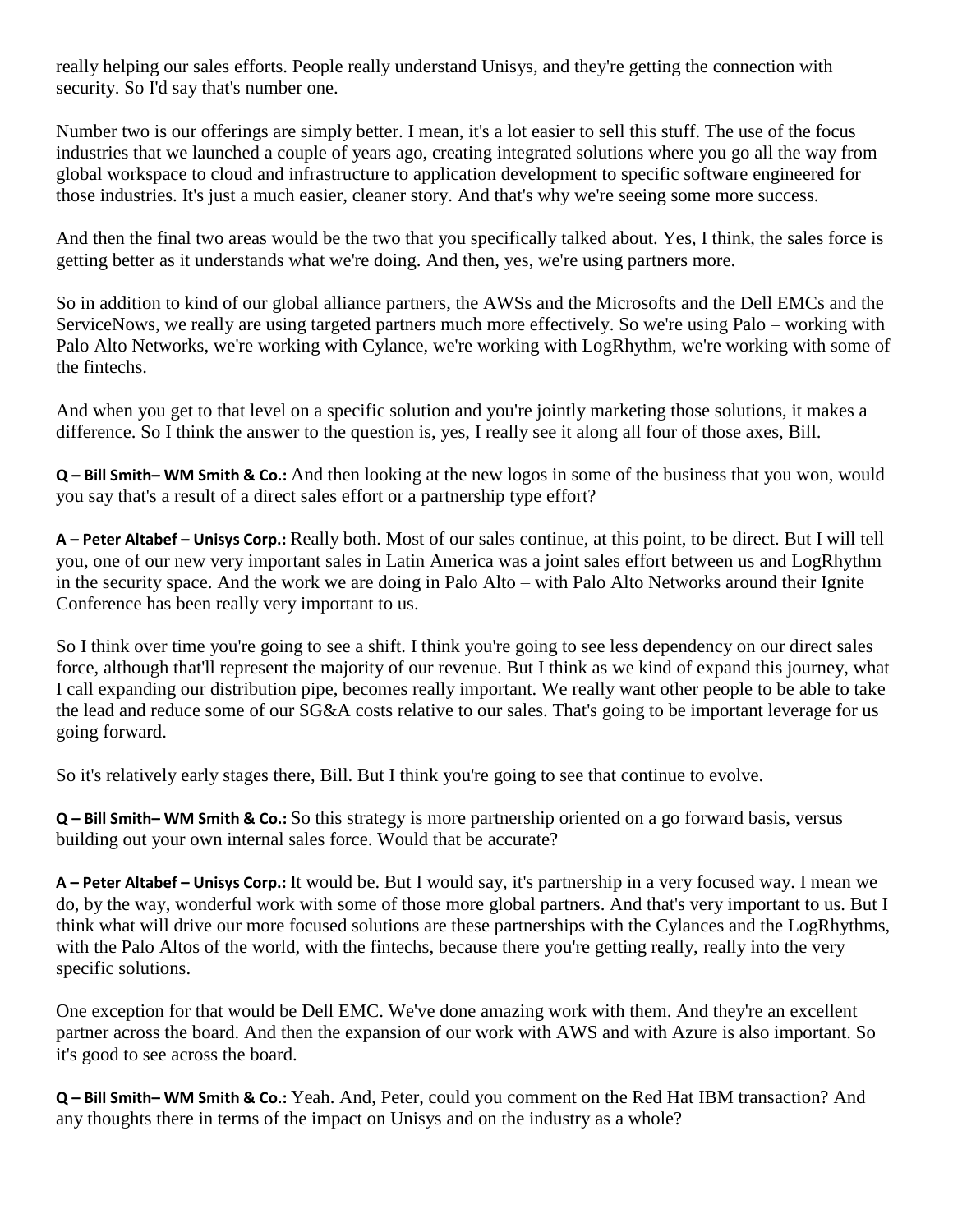really helping our sales efforts. People really understand Unisys, and they're getting the connection with security. So I'd say that's number one.

Number two is our offerings are simply better. I mean, it's a lot easier to sell this stuff. The use of the focus industries that we launched a couple of years ago, creating integrated solutions where you go all the way from global workspace to cloud and infrastructure to application development to specific software engineered for those industries. It's just a much easier, cleaner story. And that's why we're seeing some more success.

And then the final two areas would be the two that you specifically talked about. Yes, I think, the sales force is getting better as it understands what we're doing. And then, yes, we're using partners more.

So in addition to kind of our global alliance partners, the AWSs and the Microsofts and the Dell EMCs and the ServiceNows, we really are using targeted partners much more effectively. So we're using Palo – working with Palo Alto Networks, we're working with Cylance, we're working with LogRhythm, we're working with some of the fintechs.

And when you get to that level on a specific solution and you're jointly marketing those solutions, it makes a difference. So I think the answer to the question is, yes, I really see it along all four of those axes, Bill.

**Q – Bill Smith– WM Smith & Co.:** And then looking at the new logos in some of the business that you won, would you say that's a result of a direct sales effort or a partnership type effort?

**A – Peter Altabef – Unisys Corp.:** Really both. Most of our sales continue, at this point, to be direct. But I will tell you, one of our new very important sales in Latin America was a joint sales effort between us and LogRhythm in the security space. And the work we are doing in Palo Alto – with Palo Alto Networks around their Ignite Conference has been really very important to us.

So I think over time you're going to see a shift. I think you're going to see less dependency on our direct sales force, although that'll represent the majority of our revenue. But I think as we kind of expand this journey, what I call expanding our distribution pipe, becomes really important. We really want other people to be able to take the lead and reduce some of our SG&A costs relative to our sales. That's going to be important leverage for us going forward.

So it's relatively early stages there, Bill. But I think you're going to see that continue to evolve.

**Q – Bill Smith– WM Smith & Co.:** So this strategy is more partnership oriented on a go forward basis, versus building out your own internal sales force. Would that be accurate?

**A – Peter Altabef – Unisys Corp.:** It would be. But I would say, it's partnership in a very focused way. I mean we do, by the way, wonderful work with some of those more global partners. And that's very important to us. But I think what will drive our more focused solutions are these partnerships with the Cylances and the LogRhythms, with the Palo Altos of the world, with the fintechs, because there you're getting really, really into the very specific solutions.

One exception for that would be Dell EMC. We've done amazing work with them. And they're an excellent partner across the board. And then the expansion of our work with AWS and with Azure is also important. So it's good to see across the board.

**Q – Bill Smith– WM Smith & Co.:** Yeah. And, Peter, could you comment on the Red Hat IBM transaction? And any thoughts there in terms of the impact on Unisys and on the industry as a whole?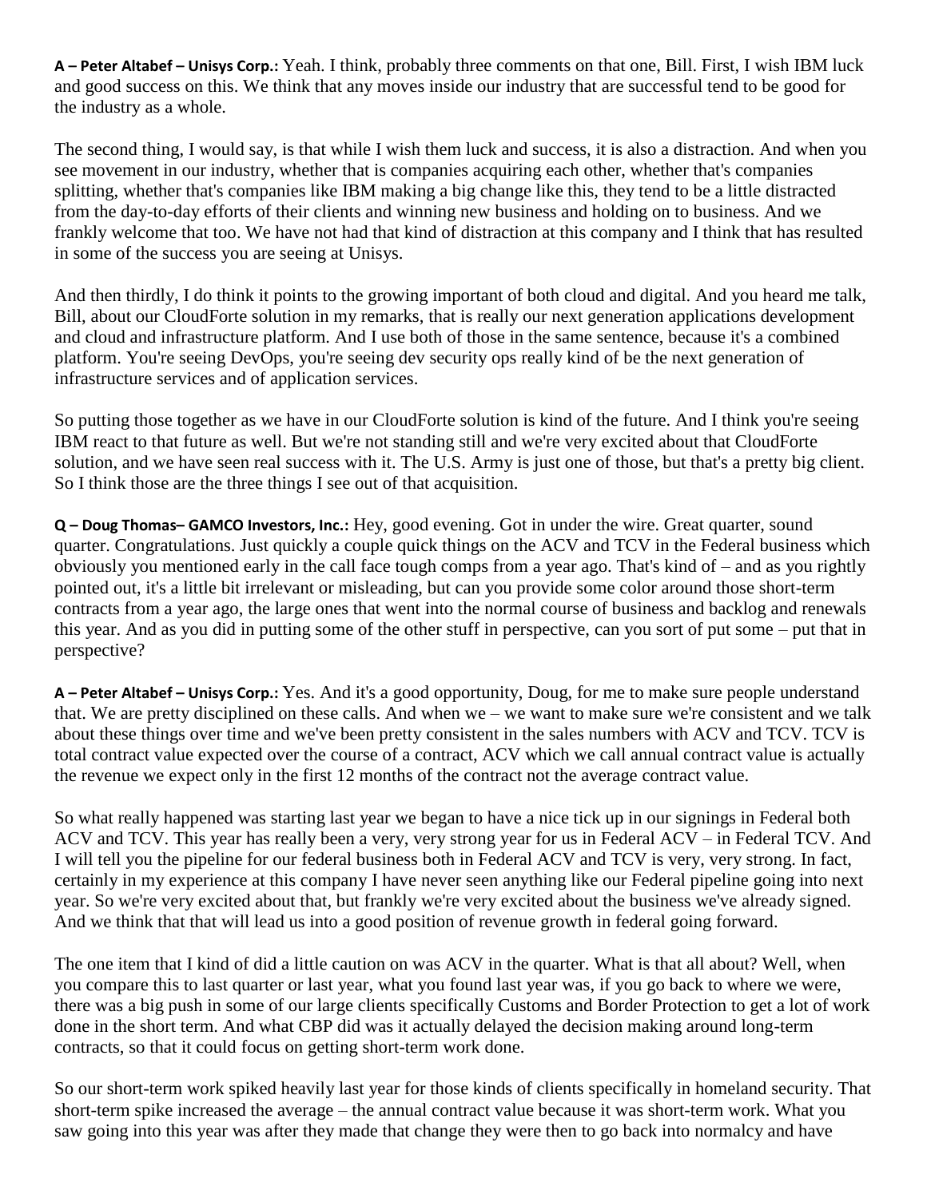**A – Peter Altabef – Unisys Corp.:** Yeah. I think, probably three comments on that one, Bill. First, I wish IBM luck and good success on this. We think that any moves inside our industry that are successful tend to be good for the industry as a whole.

The second thing, I would say, is that while I wish them luck and success, it is also a distraction. And when you see movement in our industry, whether that is companies acquiring each other, whether that's companies splitting, whether that's companies like IBM making a big change like this, they tend to be a little distracted from the day-to-day efforts of their clients and winning new business and holding on to business. And we frankly welcome that too. We have not had that kind of distraction at this company and I think that has resulted in some of the success you are seeing at Unisys.

And then thirdly, I do think it points to the growing important of both cloud and digital. And you heard me talk, Bill, about our CloudForte solution in my remarks, that is really our next generation applications development and cloud and infrastructure platform. And I use both of those in the same sentence, because it's a combined platform. You're seeing DevOps, you're seeing dev security ops really kind of be the next generation of infrastructure services and of application services.

So putting those together as we have in our CloudForte solution is kind of the future. And I think you're seeing IBM react to that future as well. But we're not standing still and we're very excited about that CloudForte solution, and we have seen real success with it. The U.S. Army is just one of those, but that's a pretty big client. So I think those are the three things I see out of that acquisition.

**Q – Doug Thomas– GAMCO Investors, Inc.:** Hey, good evening. Got in under the wire. Great quarter, sound quarter. Congratulations. Just quickly a couple quick things on the ACV and TCV in the Federal business which obviously you mentioned early in the call face tough comps from a year ago. That's kind of – and as you rightly pointed out, it's a little bit irrelevant or misleading, but can you provide some color around those short-term contracts from a year ago, the large ones that went into the normal course of business and backlog and renewals this year. And as you did in putting some of the other stuff in perspective, can you sort of put some – put that in perspective?

**A – Peter Altabef – Unisys Corp.:** Yes. And it's a good opportunity, Doug, for me to make sure people understand that. We are pretty disciplined on these calls. And when we – we want to make sure we're consistent and we talk about these things over time and we've been pretty consistent in the sales numbers with ACV and TCV. TCV is total contract value expected over the course of a contract, ACV which we call annual contract value is actually the revenue we expect only in the first 12 months of the contract not the average contract value.

So what really happened was starting last year we began to have a nice tick up in our signings in Federal both ACV and TCV. This year has really been a very, very strong year for us in Federal ACV – in Federal TCV. And I will tell you the pipeline for our federal business both in Federal ACV and TCV is very, very strong. In fact, certainly in my experience at this company I have never seen anything like our Federal pipeline going into next year. So we're very excited about that, but frankly we're very excited about the business we've already signed. And we think that that will lead us into a good position of revenue growth in federal going forward.

The one item that I kind of did a little caution on was ACV in the quarter. What is that all about? Well, when you compare this to last quarter or last year, what you found last year was, if you go back to where we were, there was a big push in some of our large clients specifically Customs and Border Protection to get a lot of work done in the short term. And what CBP did was it actually delayed the decision making around long-term contracts, so that it could focus on getting short-term work done.

So our short-term work spiked heavily last year for those kinds of clients specifically in homeland security. That short-term spike increased the average – the annual contract value because it was short-term work. What you saw going into this year was after they made that change they were then to go back into normalcy and have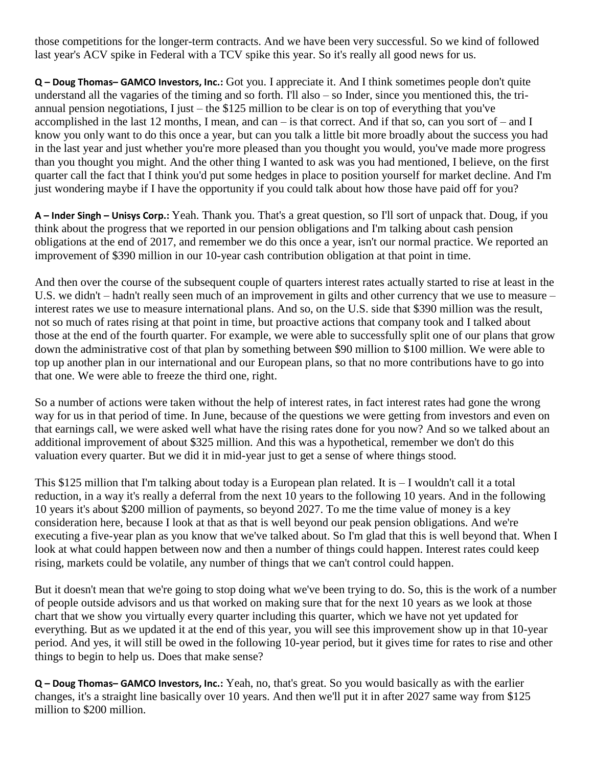those competitions for the longer-term contracts. And we have been very successful. So we kind of followed last year's ACV spike in Federal with a TCV spike this year. So it's really all good news for us.

**Q – Doug Thomas– GAMCO Investors, Inc.:** Got you. I appreciate it. And I think sometimes people don't quite understand all the vagaries of the timing and so forth. I'll also – so Inder, since you mentioned this, the tri-annual pension negotiations, I just – the $125 million to be clear is on top of everything that you've accomplished in the last 12 months, I mean, and can – is that correct. And if that so, can you sort of – and I know you only want to do this once a year, but can you talk a little bit more broadly about the success you had in the last year and just whether you're more pleased than you thought you would, you've made more progress than you thought you might. And the other thing I wanted to ask was you had mentioned, I believe, on the first quarter call the fact that I think you'd put some hedges in place to position yourself for market decline. And I'm just wondering maybe if I have the opportunity if you could talk about how those have paid off for you?

**A – Inder Singh – Unisys Corp.:** Yeah. Thank you. That's a great question, so I'll sort of unpack that. Doug, if you think about the progress that we reported in our pension obligations and I'm talking about cash pension obligations at the end of 2017, and remember we do this once a year, isn't our normal practice. We reported an improvement of $390 million in our 10-year cash contribution obligation at that point in time.

And then over the course of the subsequent couple of quarters interest rates actually started to rise at least in the U.S. we didn't – hadn't really seen much of an improvement in gilts and other currency that we use to measure – interest rates we use to measure international plans. And so, on the U.S. side that $390 million was the result, not so much of rates rising at that point in time, but proactive actions that company took and I talked about those at the end of the fourth quarter. For example, we were able to successfully split one of our plans that grow down the administrative cost of that plan by something between $90 million to $100 million. We were able to top up another plan in our international and our European plans, so that no more contributions have to go into that one. We were able to freeze the third one, right.

So a number of actions were taken without the help of interest rates, in fact interest rates had gone the wrong way for us in that period of time. In June, because of the questions we were getting from investors and even on that earnings call, we were asked well what have the rising rates done for you now? And so we talked about an additional improvement of about $325 million. And this was a hypothetical, remember we don't do this valuation every quarter. But we did it in mid-year just to get a sense of where things stood.

This $125 million that I'm talking about today is a European plan related. It is – I wouldn't call it a total reduction, in a way it's really a deferral from the next 10 years to the following 10 years. And in the following 10 years it's about $200 million of payments, so beyond 2027. To me the time value of money is a key consideration here, because I look at that as that is well beyond our peak pension obligations. And we're executing a five-year plan as you know that we've talked about. So I'm glad that this is well beyond that. When I look at what could happen between now and then a number of things could happen. Interest rates could keep rising, markets could be volatile, any number of things that we can't control could happen.

But it doesn't mean that we're going to stop doing what we've been trying to do. So, this is the work of a number of people outside advisors and us that worked on making sure that for the next 10 years as we look at those chart that we show you virtually every quarter including this quarter, which we have not yet updated for everything. But as we updated it at the end of this year, you will see this improvement show up in that 10-year period. And yes, it will still be owed in the following 10-year period, but it gives time for rates to rise and other things to begin to help us. Does that make sense?

**Q – Doug Thomas– GAMCO Investors, Inc.:** Yeah, no, that's great. So you would basically as with the earlier changes, it's a straight line basically over 10 years. And then we'll put it in after 2027 same way from $125 million to $200 million.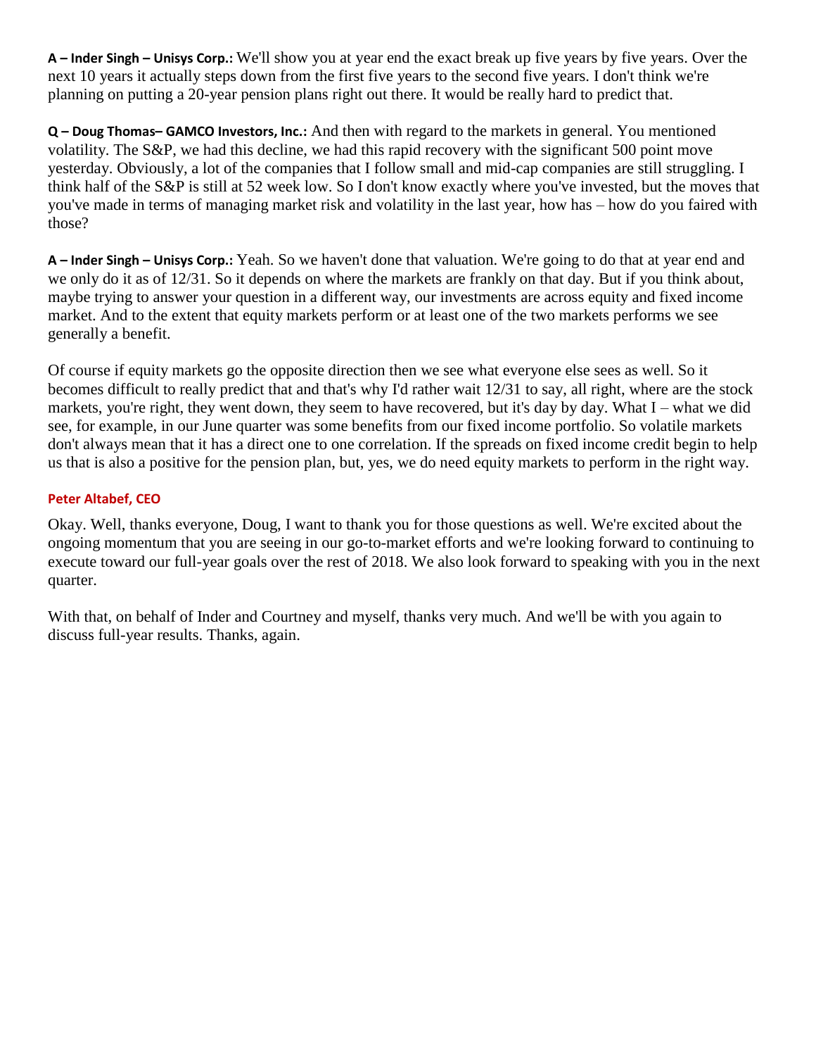**A – Inder Singh – Unisys Corp.:** We'll show you at year end the exact break up five years by five years. Over the next 10 years it actually steps down from the first five years to the second five years. I don't think we're planning on putting a 20-year pension plans right out there. It would be really hard to predict that.

**Q – Doug Thomas– GAMCO Investors, Inc.:** And then with regard to the markets in general. You mentioned volatility. The S&P, we had this decline, we had this rapid recovery with the significant 500 point move yesterday. Obviously, a lot of the companies that I follow small and mid-cap companies are still struggling. I think half of the S&P is still at 52 week low. So I don't know exactly where you've invested, but the moves that you've made in terms of managing market risk and volatility in the last year, how has – how do you faired with those?

**A – Inder Singh – Unisys Corp.:** Yeah. So we haven't done that valuation. We're going to do that at year end and we only do it as of 12/31. So it depends on where the markets are frankly on that day. But if you think about, maybe trying to answer your question in a different way, our investments are across equity and fixed income market. And to the extent that equity markets perform or at least one of the two markets performs we see generally a benefit.

Of course if equity markets go the opposite direction then we see what everyone else sees as well. So it becomes difficult to really predict that and that's why I'd rather wait 12/31 to say, all right, where are the stock markets, you're right, they went down, they seem to have recovered, but it's day by day. What I – what we did see, for example, in our June quarter was some benefits from our fixed income portfolio. So volatile markets don't always mean that it has a direct one to one correlation. If the spreads on fixed income credit begin to help us that is also a positive for the pension plan, but, yes, we do need equity markets to perform in the right way.

**Peter Altabef, CEO**

Okay. Well, thanks everyone, Doug, I want to thank you for those questions as well. We're excited about the ongoing momentum that you are seeing in our go-to-market efforts and we're looking forward to continuing to execute toward our full-year goals over the rest of 2018. We also look forward to speaking with you in the next quarter.

With that, on behalf of Inder and Courtney and myself, thanks very much. And we'll be with you again to discuss full-year results. Thanks, again.